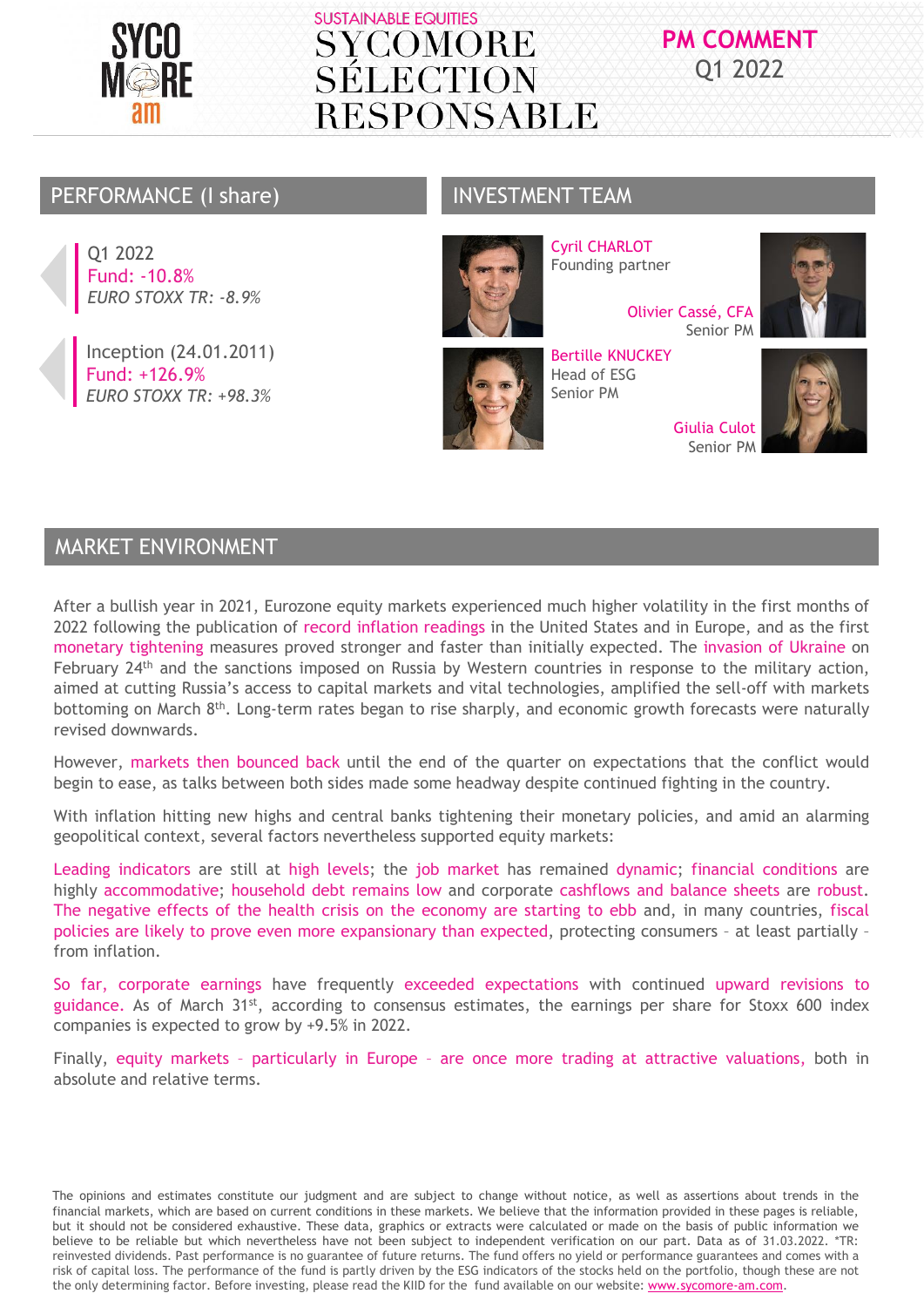SUSTAINABLE EQUITIES

# SYCOMORE SÉLECTION RESPONSABLE

**PM COMMENT**
Q1 2022

## PERFORMANCE (I share)

Q1 2022
Fund: -10.8%
*EURO STOXX TR: -8.9%*

Inception (24.01.2011)
Fund: +126.9%
*EURO STOXX TR: +98.3%*

## INVESTMENT TEAM

Cyril CHARLOT
Founding partner

Olivier Cassé, CFA
Senior PM

Bertille KNUCKEY
Head of ESG
Senior PM

Giulia Culot
Senior PM

## MARKET ENVIRONMENT

After a bullish year in 2021, Eurozone equity markets experienced much higher volatility in the first months of 2022 following the publication of record inflation readings in the United States and in Europe, and as the first monetary tightening measures proved stronger and faster than initially expected. The invasion of Ukraine on February 24th and the sanctions imposed on Russia by Western countries in response to the military action, aimed at cutting Russia's access to capital markets and vital technologies, amplified the sell-off with markets bottoming on March 8th. Long-term rates began to rise sharply, and economic growth forecasts were naturally revised downwards.

However, markets then bounced back until the end of the quarter on expectations that the conflict would begin to ease, as talks between both sides made some headway despite continued fighting in the country.

With inflation hitting new highs and central banks tightening their monetary policies, and amid an alarming geopolitical context, several factors nevertheless supported equity markets:

Leading indicators are still at high levels; the job market has remained dynamic; financial conditions are highly accommodative; household debt remains low and corporate cashflows and balance sheets are robust. The negative effects of the health crisis on the economy are starting to ebb and, in many countries, fiscal policies are likely to prove even more expansionary than expected, protecting consumers – at least partially – from inflation.

So far, corporate earnings have frequently exceeded expectations with continued upward revisions to guidance. As of March 31st, according to consensus estimates, the earnings per share for Stoxx 600 index companies is expected to grow by +9.5% in 2022.

Finally, equity markets – particularly in Europe – are once more trading at attractive valuations, both in absolute and relative terms.

The opinions and estimates constitute our judgment and are subject to change without notice, as well as assertions about trends in the financial markets, which are based on current conditions in these markets. We believe that the information provided in these pages is reliable, but it should not be considered exhaustive. These data, graphics or extracts were calculated or made on the basis of public information we believe to be reliable but which nevertheless have not been subject to independent verification on our part. Data as of 31.03.2022. *TR: reinvested dividends. Past performance is no guarantee of future returns. The fund offers no yield or performance guarantees and comes with a risk of capital loss. The performance of the fund is partly driven by the ESG indicators of the stocks held on the portfolio, though these are not the only determining factor. Before investing, please read the KIID for the fund available on our website: www.sycomore-am.com.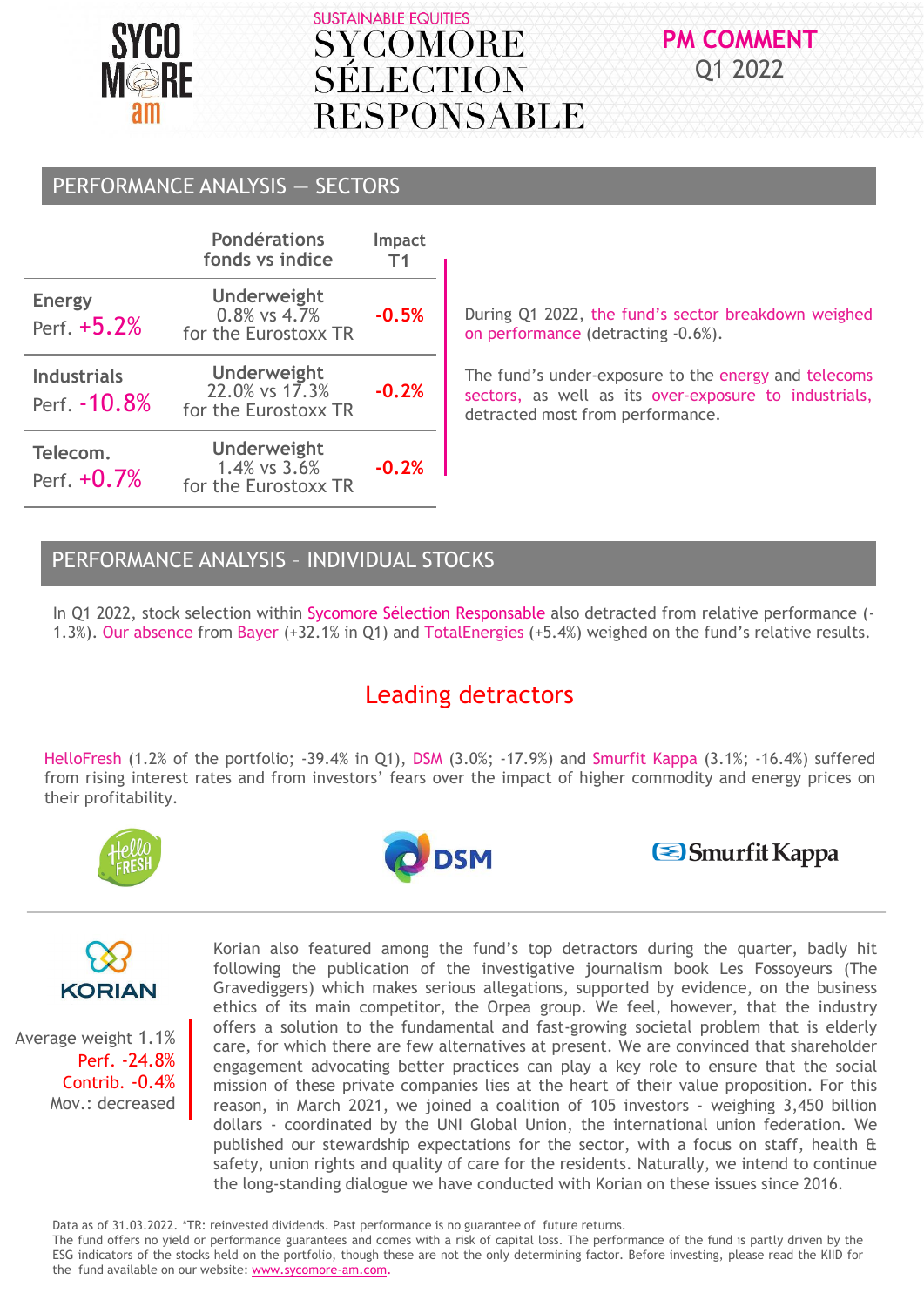SUSTAINABLE EQUITIES

# SYCOMORE SÉLECTION RESPONSABLE

**PM COMMENT**
Q1 2022

## PERFORMANCE ANALYSIS — SECTORS

| | Pondérations fonds vs indice | Impact T1 |
|---|---|---|
| Energy<br>Perf. +5.2% | **Underweight**<br>0.8% vs 4.7%<br>for the Eurostoxx TR | **-0.5%** |
| Industrials<br>Perf. -10.8% | **Underweight**<br>22.0% vs 17.3%<br>for the Eurostoxx TR | **-0.2%** |
| Telecom.<br>Perf. +0.7% | **Underweight**<br>1.4% vs 3.6%<br>for the Eurostoxx TR | **-0.2%** |

During Q1 2022, the fund's sector breakdown weighed on performance (detracting -0.6%).

The fund's under-exposure to the energy and telecoms sectors, as well as its over-exposure to industrials, detracted most from performance.

## PERFORMANCE ANALYSIS – INDIVIDUAL STOCKS

In Q1 2022, stock selection within Sycomore Sélection Responsable also detracted from relative performance (-1.3%). Our absence from Bayer (+32.1% in Q1) and TotalEnergies (+5.4%) weighed on the fund's relative results.

### Leading detractors

HelloFresh (1.2% of the portfolio; -39.4% in Q1), DSM (3.0%; -17.9%) and Smurfit Kappa (3.1%; -16.4%) suffered from rising interest rates and from investors' fears over the impact of higher commodity and energy prices on their profitability.

**KORIAN**

Average weight 1.1%
Perf. -24.8%
Contrib. -0.4%
Mov.: decreased

Korian also featured among the fund's top detractors during the quarter, badly hit following the publication of the investigative journalism book Les Fossoyeurs (The Gravediggers) which makes serious allegations, supported by evidence, on the business ethics of its main competitor, the Orpea group. We feel, however, that the industry offers a solution to the fundamental and fast-growing societal problem that is elderly care, for which there are few alternatives at present. We are convinced that shareholder engagement advocating better practices can play a key role to ensure that the social mission of these private companies lies at the heart of their value proposition. For this reason, in March 2021, we joined a coalition of 105 investors - weighing 3,450 billion dollars - coordinated by the UNI Global Union, the international union federation. We published our stewardship expectations for the sector, with a focus on staff, health & safety, union rights and quality of care for the residents. Naturally, we intend to continue the long-standing dialogue we have conducted with Korian on these issues since 2016.

Data as of 31.03.2022. *TR: reinvested dividends. Past performance is no guarantee of future returns.
The fund offers no yield or performance guarantees and comes with a risk of capital loss. The performance of the fund is partly driven by the ESG indicators of the stocks held on the portfolio, though these are not the only determining factor. Before investing, please read the KIID for the fund available on our website: www.sycomore-am.com.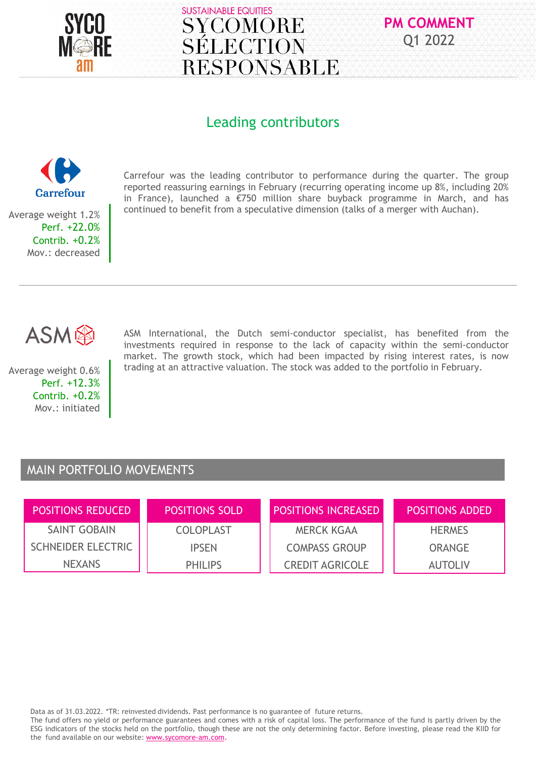## Leading contributors

**Carrefour**

Average weight 1.2%
Perf. +22.0%
Contrib. +0.2%
Mov.: decreased

Carrefour was the leading contributor to performance during the quarter. The group reported reassuring earnings in February (recurring operating income up 8%, including 20% in France), launched a €750 million share buyback programme in March, and has continued to benefit from a speculative dimension (talks of a merger with Auchan).

---

**ASM**

Average weight 0.6%
Perf. +12.3%
Contrib. +0.2%
Mov.: initiated

ASM International, the Dutch semi-conductor specialist, has benefited from the investments required in response to the lack of capacity within the semi-conductor market. The growth stock, which had been impacted by rising interest rates, is now trading at an attractive valuation. The stock was added to the portfolio in February.

## MAIN PORTFOLIO MOVEMENTS

| POSITIONS REDUCED | POSITIONS SOLD | POSITIONS INCREASED | POSITIONS ADDED |
|---|---|---|---|
| SAINT GOBAIN | COLOPLAST | MERCK KGAA | HERMES |
| SCHNEIDER ELECTRIC | IPSEN | COMPASS GROUP | ORANGE |
| NEXANS | PHILIPS | CREDIT AGRICOLE | AUTOLIV |

Data as of 31.03.2022. *TR: reinvested dividends. Past performance is no guarantee of future returns.
The fund offers no yield or performance guarantees and comes with a risk of capital loss. The performance of the fund is partly driven by the ESG indicators of the stocks held on the portfolio, though these are not the only determining factor. Before investing, please read the KIID for the fund available on our website: www.sycomore-am.com.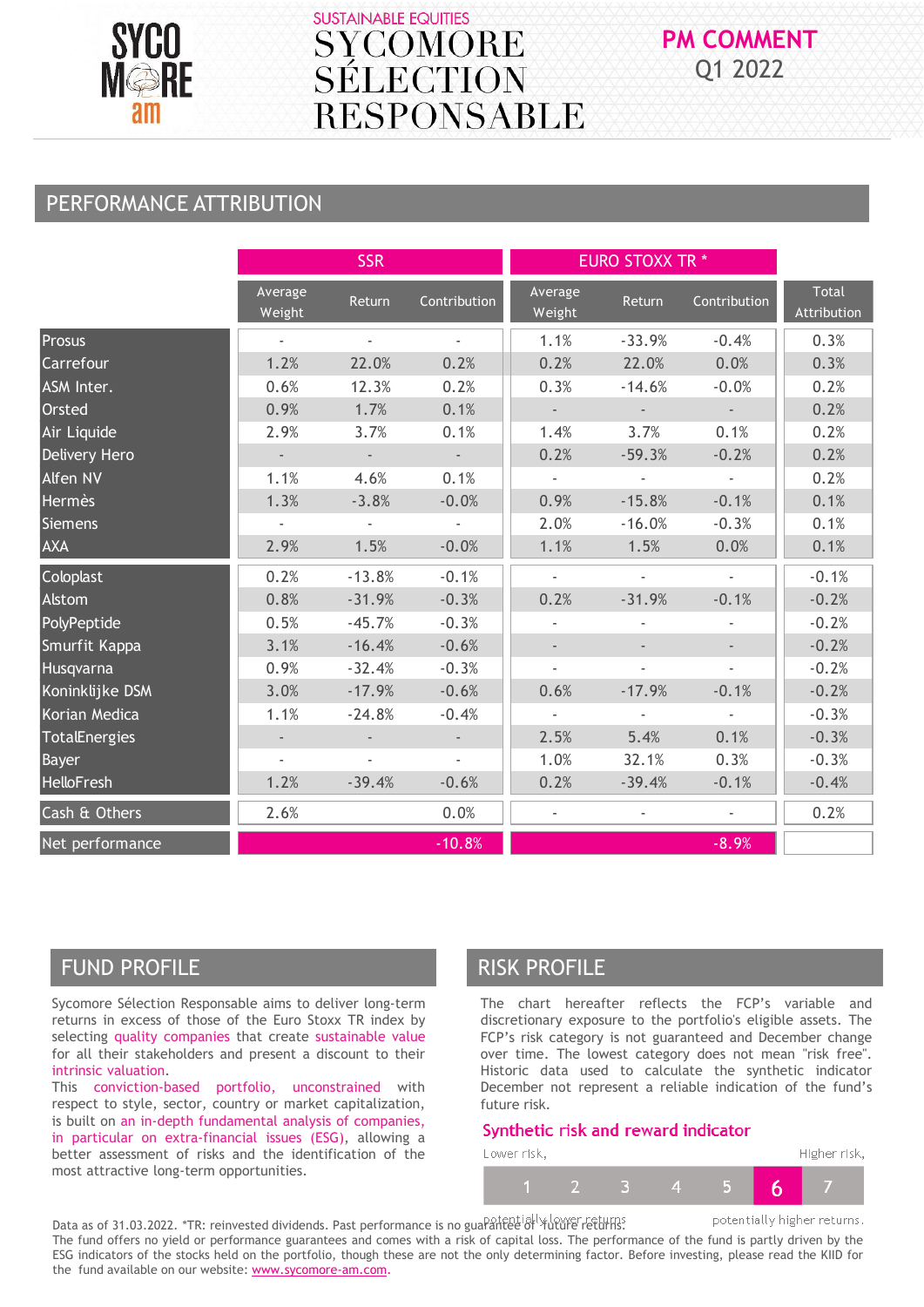SUSTAINABLE EQUITIES

# SYCOMORE SÉLECTION RESPONSABLE

**PM COMMENT**
Q1 2022

## PERFORMANCE ATTRIBUTION

| | SSR | | | EURO STOXX TR * | | | |
|---|---|---|---|---|---|---|---|
| | Average Weight | Return | Contribution | Average Weight | Return | Contribution | Total Attribution |
| Prosus | - | - | - | 1.1% | -33.9% | -0.4% | 0.3% |
| Carrefour | 1.2% | 22.0% | 0.2% | 0.2% | 22.0% | 0.0% | 0.3% |
| ASM Inter. | 0.6% | 12.3% | 0.2% | 0.3% | -14.6% | -0.0% | 0.2% |
| Orsted | 0.9% | 1.7% | 0.1% | - | - | - | 0.2% |
| Air Liquide | 2.9% | 3.7% | 0.1% | 1.4% | 3.7% | 0.1% | 0.2% |
| Delivery Hero | - | - | - | 0.2% | -59.3% | -0.2% | 0.2% |
| Alfen NV | 1.1% | 4.6% | 0.1% | - | - | - | 0.2% |
| Hermès | 1.3% | -3.8% | -0.0% | 0.9% | -15.8% | -0.1% | 0.1% |
| Siemens | - | - | - | 2.0% | -16.0% | -0.3% | 0.1% |
| AXA | 2.9% | 1.5% | -0.0% | 1.1% | 1.5% | 0.0% | 0.1% |
| Coloplast | 0.2% | -13.8% | -0.1% | - | - | - | -0.1% |
| Alstom | 0.8% | -31.9% | -0.3% | 0.2% | -31.9% | -0.1% | -0.2% |
| PolyPeptide | 0.5% | -45.7% | -0.3% | - | - | - | -0.2% |
| Smurfit Kappa | 3.1% | -16.4% | -0.6% | - | - | - | -0.2% |
| Husqvarna | 0.9% | -32.4% | -0.3% | - | - | - | -0.2% |
| Koninklijke DSM | 3.0% | -17.9% | -0.6% | 0.6% | -17.9% | -0.1% | -0.2% |
| Korian Medica | 1.1% | -24.8% | -0.4% | - | - | - | -0.3% |
| TotalEnergies | - | - | - | 2.5% | 5.4% | 0.1% | -0.3% |
| Bayer | - | - | - | 1.0% | 32.1% | 0.3% | -0.3% |
| HelloFresh | 1.2% | -39.4% | -0.6% | 0.2% | -39.4% | -0.1% | -0.4% |
| Cash & Others | 2.6% | | 0.0% | - | - | - | 0.2% |
| Net performance | | | -10.8% | | | -8.9% | |

## FUND PROFILE

Sycomore Sélection Responsable aims to deliver long-term returns in excess of those of the Euro Stoxx TR index by selecting quality companies that create sustainable value for all their stakeholders and present a discount to their intrinsic valuation.

This conviction-based portfolio, unconstrained with respect to style, sector, country or market capitalization, is built on an in-depth fundamental analysis of companies, in particular on extra-financial issues (ESG), allowing a better assessment of risks and the identification of the most attractive long-term opportunities.

## RISK PROFILE

The chart hereafter reflects the FCP's variable and discretionary exposure to the portfolio's eligible assets. The FCP's risk category is not guaranteed and December change over time. The lowest category does not mean "risk free". Historic data used to calculate the synthetic indicator December not represent a reliable indication of the fund's future risk.

### Synthetic risk and reward indicator

Lower risk,
Higher risk,
1 2 3 4 5 **6** 7
potentially lower returns
potentially higher returns.

Data as of 31.03.2022. *TR: reinvested dividends. Past performance is no guarantee of future returns. The fund offers no yield or performance guarantees and comes with a risk of capital loss. The performance of the fund is partly driven by the ESG indicators of the stocks held on the portfolio, though these are not the only determining factor. Before investing, please read the KIID for the fund available on our website: www.sycomore-am.com.